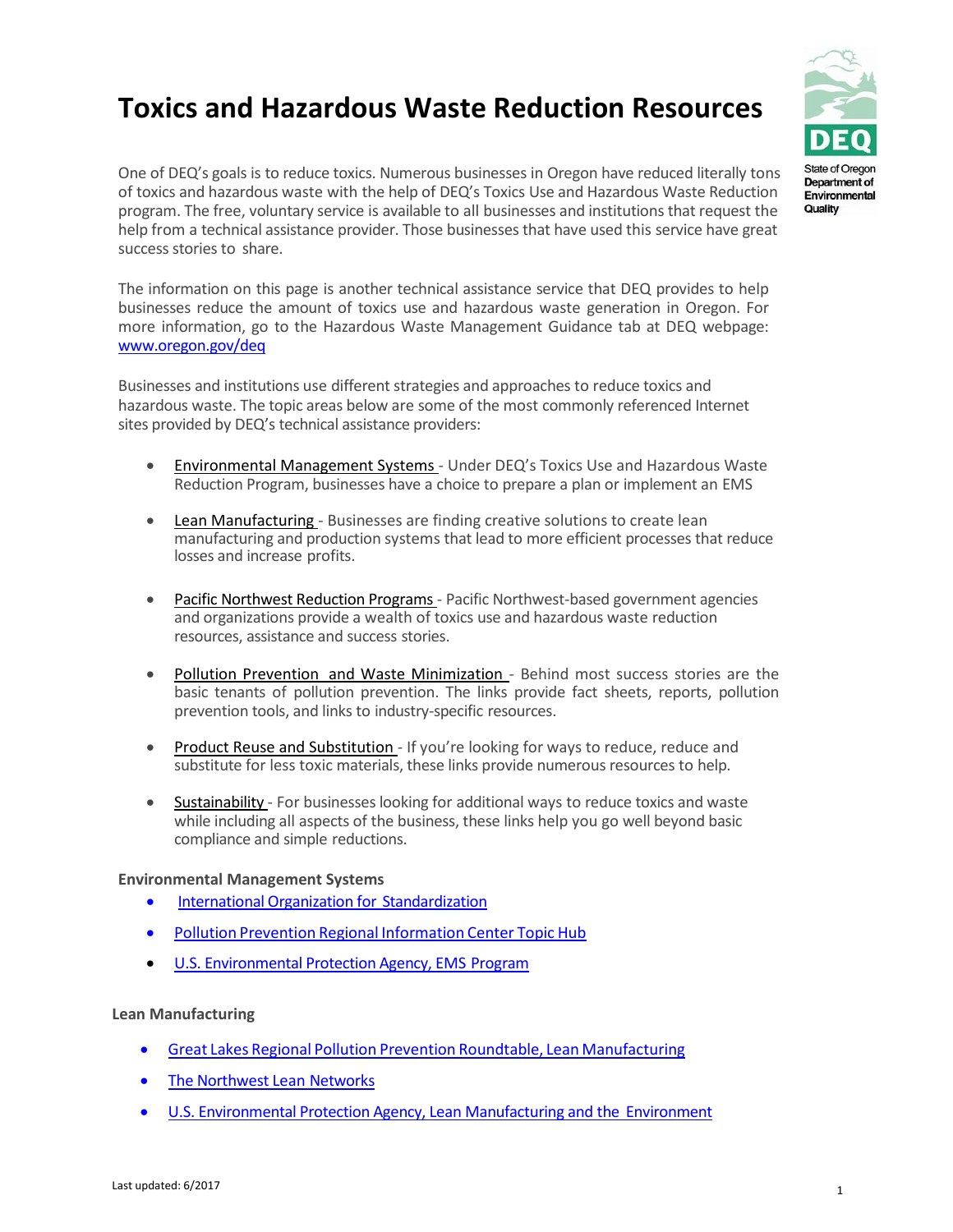# Toxics and Hazardous Waste Reduction Resources

State of Oregon Department of Environmental Quality

One of DEQ's goals is to reduce toxics. Numerous businesses in Oregon have reduced literally tons of toxics and hazardous waste with the help of DEQ's Toxics Use and Hazardous Waste Reduction program. The free, voluntary service is available to all businesses and institutions that request the help from a technical assistance provider. Those businesses that have used this service have great success stories to share.

The information on this page is another technical assistance service that DEQ provides to help businesses reduce the amount of toxics use and hazardous waste generation in Oregon. For more information, go to the Hazardous Waste Management Guidance tab at DEQ webpage: www.oregon.gov/deq

Businesses and institutions use different strategies and approaches to reduce toxics and hazardous waste. The topic areas below are some of the most commonly referenced Internet sites provided by DEQ's technical assistance providers:

- Environmental Management Systems - Under DEQ's Toxics Use and Hazardous Waste Reduction Program, businesses have a choice to prepare a plan or implement an EMS
- Lean Manufacturing - Businesses are finding creative solutions to create lean manufacturing and production systems that lead to more efficient processes that reduce losses and increase profits.
- Pacific Northwest Reduction Programs - Pacific Northwest-based government agencies and organizations provide a wealth of toxics use and hazardous waste reduction resources, assistance and success stories.
- Pollution Prevention and Waste Minimization - Behind most success stories are the basic tenants of pollution prevention. The links provide fact sheets, reports, pollution prevention tools, and links to industry-specific resources.
- Product Reuse and Substitution - If you're looking for ways to reduce, reduce and substitute for less toxic materials, these links provide numerous resources to help.
- Sustainability - For businesses looking for additional ways to reduce toxics and waste while including all aspects of the business, these links help you go well beyond basic compliance and simple reductions.

**Environmental Management Systems**

- International Organization for Standardization
- Pollution Prevention Regional Information Center Topic Hub
- U.S. Environmental Protection Agency, EMS Program

**Lean Manufacturing**

- Great Lakes Regional Pollution Prevention Roundtable, Lean Manufacturing
- The Northwest Lean Networks
- U.S. Environmental Protection Agency, Lean Manufacturing and the Environment

Last updated: 6/2017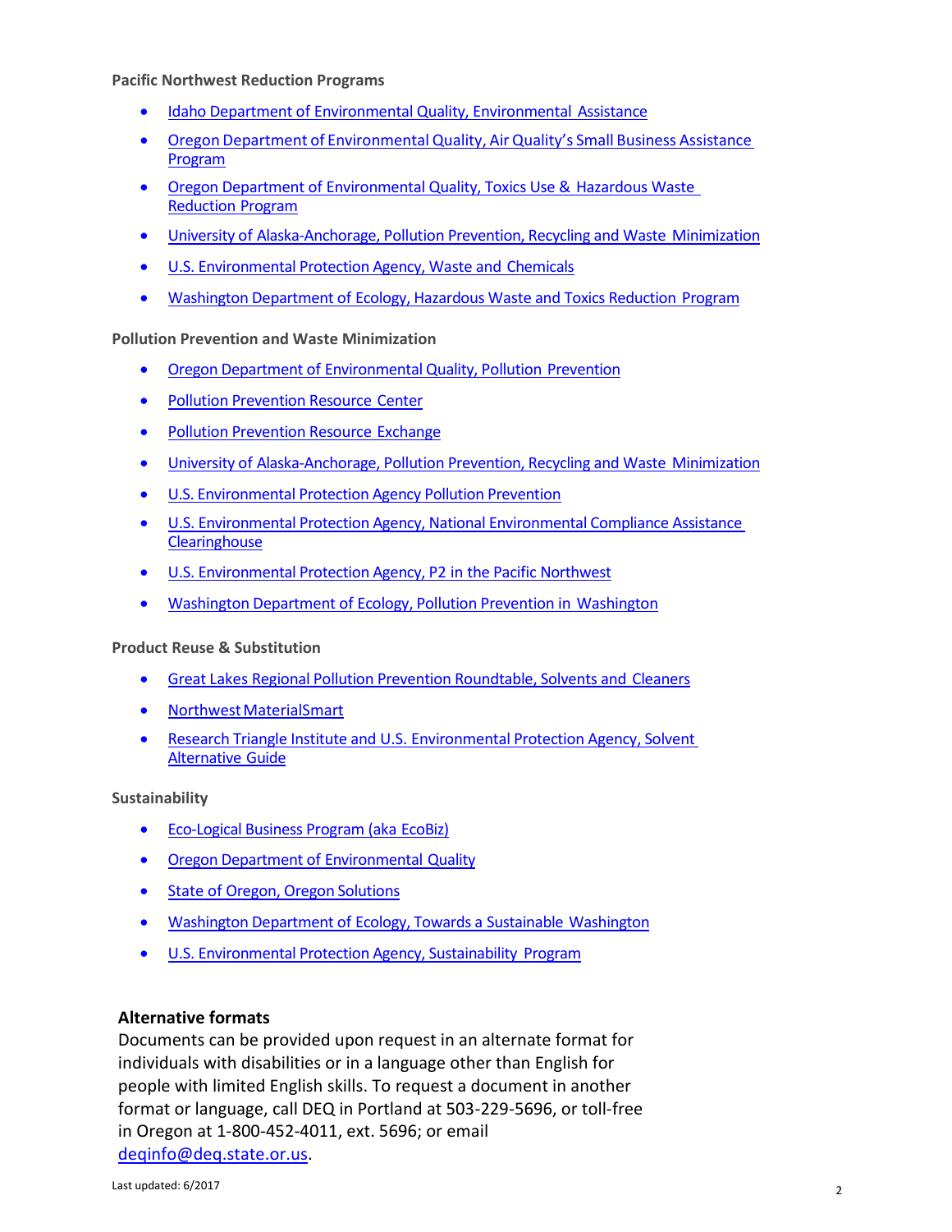**Pacific Northwest Reduction Programs**

- Idaho Department of Environmental Quality, Environmental Assistance
- Oregon Department of Environmental Quality, Air Quality's Small Business Assistance Program
- Oregon Department of Environmental Quality, Toxics Use & Hazardous Waste Reduction Program
- University of Alaska-Anchorage, Pollution Prevention, Recycling and Waste Minimization
- U.S. Environmental Protection Agency, Waste and Chemicals
- Washington Department of Ecology, Hazardous Waste and Toxics Reduction Program

**Pollution Prevention and Waste Minimization**

- Oregon Department of Environmental Quality, Pollution Prevention
- Pollution Prevention Resource Center
- Pollution Prevention Resource Exchange
- University of Alaska-Anchorage, Pollution Prevention, Recycling and Waste Minimization
- U.S. Environmental Protection Agency Pollution Prevention
- U.S. Environmental Protection Agency, National Environmental Compliance Assistance Clearinghouse
- U.S. Environmental Protection Agency, P2 in the Pacific Northwest
- Washington Department of Ecology, Pollution Prevention in Washington

**Product Reuse & Substitution**

- Great Lakes Regional Pollution Prevention Roundtable, Solvents and Cleaners
- Northwest MaterialSmart
- Research Triangle Institute and U.S. Environmental Protection Agency, Solvent Alternative Guide

**Sustainability**

- Eco-Logical Business Program (aka EcoBiz)
- Oregon Department of Environmental Quality
- State of Oregon, Oregon Solutions
- Washington Department of Ecology, Towards a Sustainable Washington
- U.S. Environmental Protection Agency, Sustainability Program

## Alternative formats

Documents can be provided upon request in an alternate format for individuals with disabilities or in a language other than English for people with limited English skills. To request a document in another format or language, call DEQ in Portland at 503-229-5696, or toll-free in Oregon at 1-800-452-4011, ext. 5696; or email deqinfo@deq.state.or.us.

Last updated: 6/2017